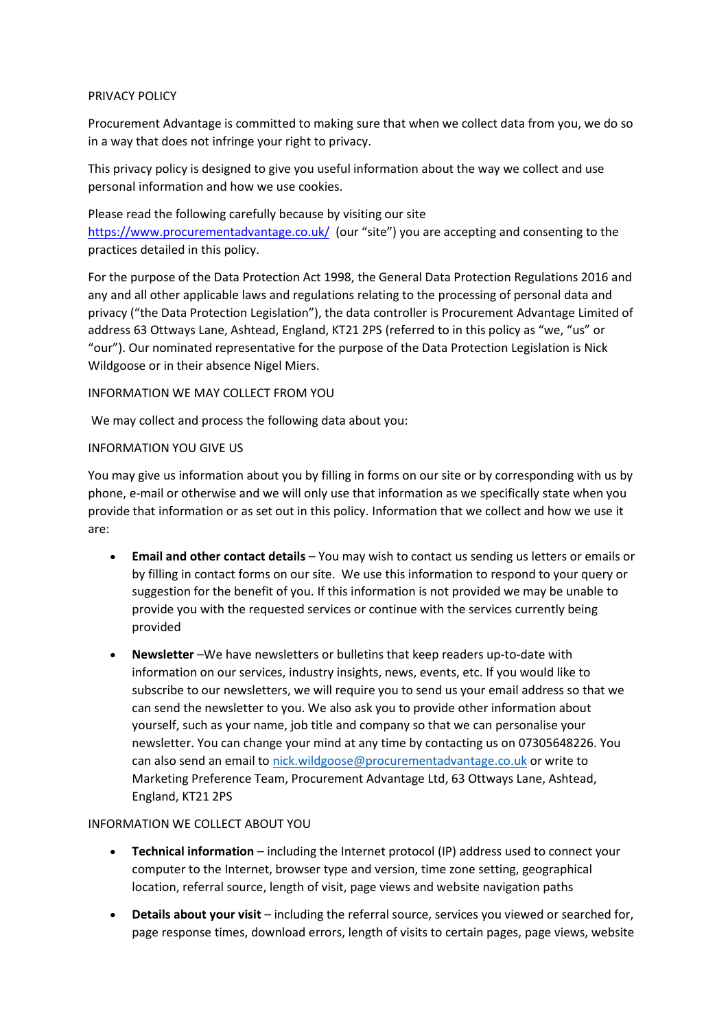# PRIVACY POLICY

Procurement Advantage is committed to making sure that when we collect data from you, we do so in a way that does not infringe your right to privacy.

This privacy policy is designed to give you useful information about the way we collect and use personal information and how we use cookies.

Please read the following carefully because by visiting our site https://www.procurementadvantage.co.uk/ (our "site") you are accepting and consenting to the practices detailed in this policy.

For the purpose of the Data Protection Act 1998, the General Data Protection Regulations 2016 and any and all other applicable laws and regulations relating to the processing of personal data and privacy ("the Data Protection Legislation"), the data controller is Procurement Advantage Limited of address 63 Ottways Lane, Ashtead, England, KT21 2PS (referred to in this policy as "we, "us" or "our"). Our nominated representative for the purpose of the Data Protection Legislation is Nick Wildgoose or in their absence Nigel Miers.

## INFORMATION WE MAY COLLECT FROM YOU

We may collect and process the following data about you:

### INFORMATION YOU GIVE US

You may give us information about you by filling in forms on our site or by corresponding with us by phone, e-mail or otherwise and we will only use that information as we specifically state when you provide that information or as set out in this policy. Information that we collect and how we use it are:

- **Email and other contact details** – You may wish to contact us sending us letters or emails or by filling in contact forms on our site. We use this information to respond to your query or suggestion for the benefit of you. If this information is not provided we may be unable to provide you with the requested services or continue with the services currently being provided
- **Newsletter** –We have newsletters or bulletins that keep readers up-to-date with information on our services, industry insights, news, events, etc. If you would like to subscribe to our newsletters, we will require you to send us your email address so that we can send the newsletter to you. We also ask you to provide other information about yourself, such as your name, job title and company so that we can personalise your newsletter. You can change your mind at any time by contacting us on 07305648226. You can also send an email to nick.wildgoose@procurementadvantage.co.uk or write to Marketing Preference Team, Procurement Advantage Ltd, 63 Ottways Lane, Ashtead, England, KT21 2PS

### INFORMATION WE COLLECT ABOUT YOU

- **Technical information** – including the Internet protocol (IP) address used to connect your computer to the Internet, browser type and version, time zone setting, geographical location, referral source, length of visit, page views and website navigation paths
- **Details about your visit** – including the referral source, services you viewed or searched for, page response times, download errors, length of visits to certain pages, page views, website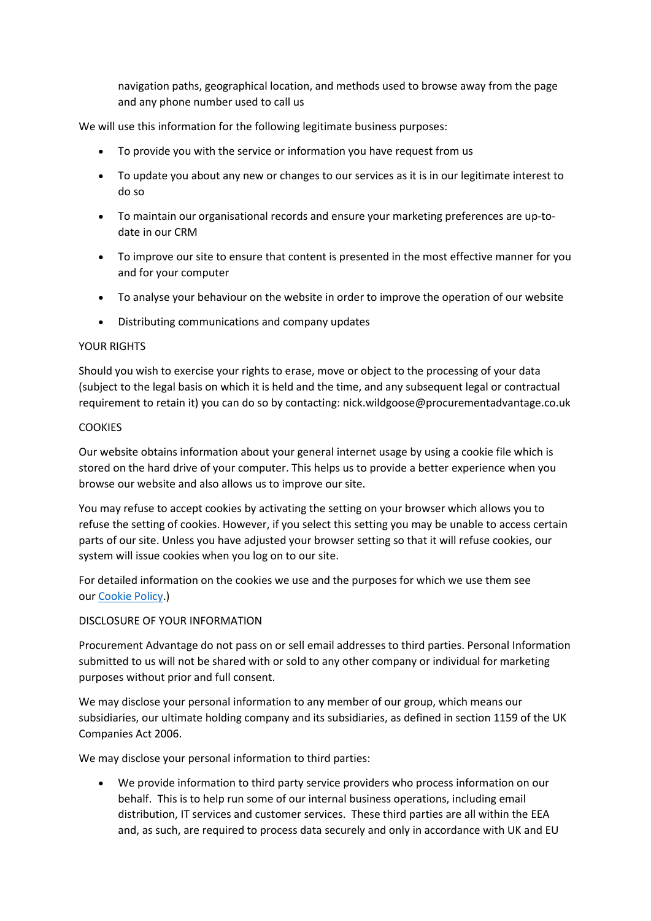navigation paths, geographical location, and methods used to browse away from the page and any phone number used to call us

We will use this information for the following legitimate business purposes:

- To provide you with the service or information you have request from us
- To update you about any new or changes to our services as it is in our legitimate interest to do so
- To maintain our organisational records and ensure your marketing preferences are up-to-date in our CRM
- To improve our site to ensure that content is presented in the most effective manner for you and for your computer
- To analyse your behaviour on the website in order to improve the operation of our website
- Distributing communications and company updates

YOUR RIGHTS

Should you wish to exercise your rights to erase, move or object to the processing of your data (subject to the legal basis on which it is held and the time, and any subsequent legal or contractual requirement to retain it) you can do so by contacting: nick.wildgoose@procurementadvantage.co.uk

COOKIES

Our website obtains information about your general internet usage by using a cookie file which is stored on the hard drive of your computer. This helps us to provide a better experience when you browse our website and also allows us to improve our site.

You may refuse to accept cookies by activating the setting on your browser which allows you to refuse the setting of cookies. However, if you select this setting you may be unable to access certain parts of our site. Unless you have adjusted your browser setting so that it will refuse cookies, our system will issue cookies when you log on to our site.

For detailed information on the cookies we use and the purposes for which we use them see our Cookie Policy.)

DISCLOSURE OF YOUR INFORMATION

Procurement Advantage do not pass on or sell email addresses to third parties. Personal Information submitted to us will not be shared with or sold to any other company or individual for marketing purposes without prior and full consent.

We may disclose your personal information to any member of our group, which means our subsidiaries, our ultimate holding company and its subsidiaries, as defined in section 1159 of the UK Companies Act 2006.

We may disclose your personal information to third parties:

- We provide information to third party service providers who process information on our behalf. This is to help run some of our internal business operations, including email distribution, IT services and customer services. These third parties are all within the EEA and, as such, are required to process data securely and only in accordance with UK and EU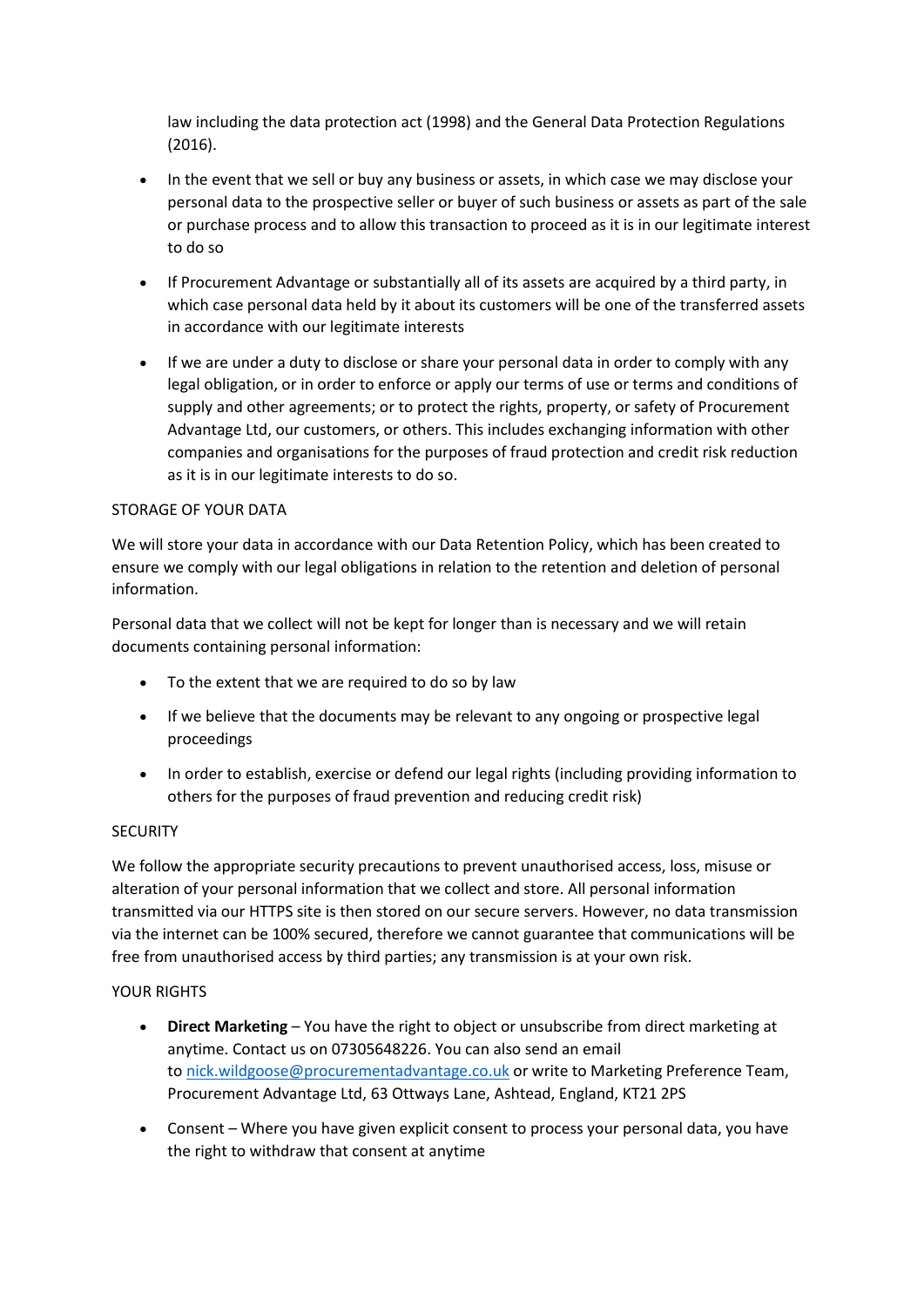law including the data protection act (1998) and the General Data Protection Regulations (2016).

- In the event that we sell or buy any business or assets, in which case we may disclose your personal data to the prospective seller or buyer of such business or assets as part of the sale or purchase process and to allow this transaction to proceed as it is in our legitimate interest to do so
- If Procurement Advantage or substantially all of its assets are acquired by a third party, in which case personal data held by it about its customers will be one of the transferred assets in accordance with our legitimate interests
- If we are under a duty to disclose or share your personal data in order to comply with any legal obligation, or in order to enforce or apply our terms of use or terms and conditions of supply and other agreements; or to protect the rights, property, or safety of Procurement Advantage Ltd, our customers, or others. This includes exchanging information with other companies and organisations for the purposes of fraud protection and credit risk reduction as it is in our legitimate interests to do so.

STORAGE OF YOUR DATA

We will store your data in accordance with our Data Retention Policy, which has been created to ensure we comply with our legal obligations in relation to the retention and deletion of personal information.

Personal data that we collect will not be kept for longer than is necessary and we will retain documents containing personal information:

- To the extent that we are required to do so by law
- If we believe that the documents may be relevant to any ongoing or prospective legal proceedings
- In order to establish, exercise or defend our legal rights (including providing information to others for the purposes of fraud prevention and reducing credit risk)

SECURITY

We follow the appropriate security precautions to prevent unauthorised access, loss, misuse or alteration of your personal information that we collect and store. All personal information transmitted via our HTTPS site is then stored on our secure servers. However, no data transmission via the internet can be 100% secured, therefore we cannot guarantee that communications will be free from unauthorised access by third parties; any transmission is at your own risk.

YOUR RIGHTS

- **Direct Marketing** – You have the right to object or unsubscribe from direct marketing at anytime. Contact us on 07305648226. You can also send an email to nick.wildgoose@procurementadvantage.co.uk or write to Marketing Preference Team, Procurement Advantage Ltd, 63 Ottways Lane, Ashtead, England, KT21 2PS
- Consent – Where you have given explicit consent to process your personal data, you have the right to withdraw that consent at anytime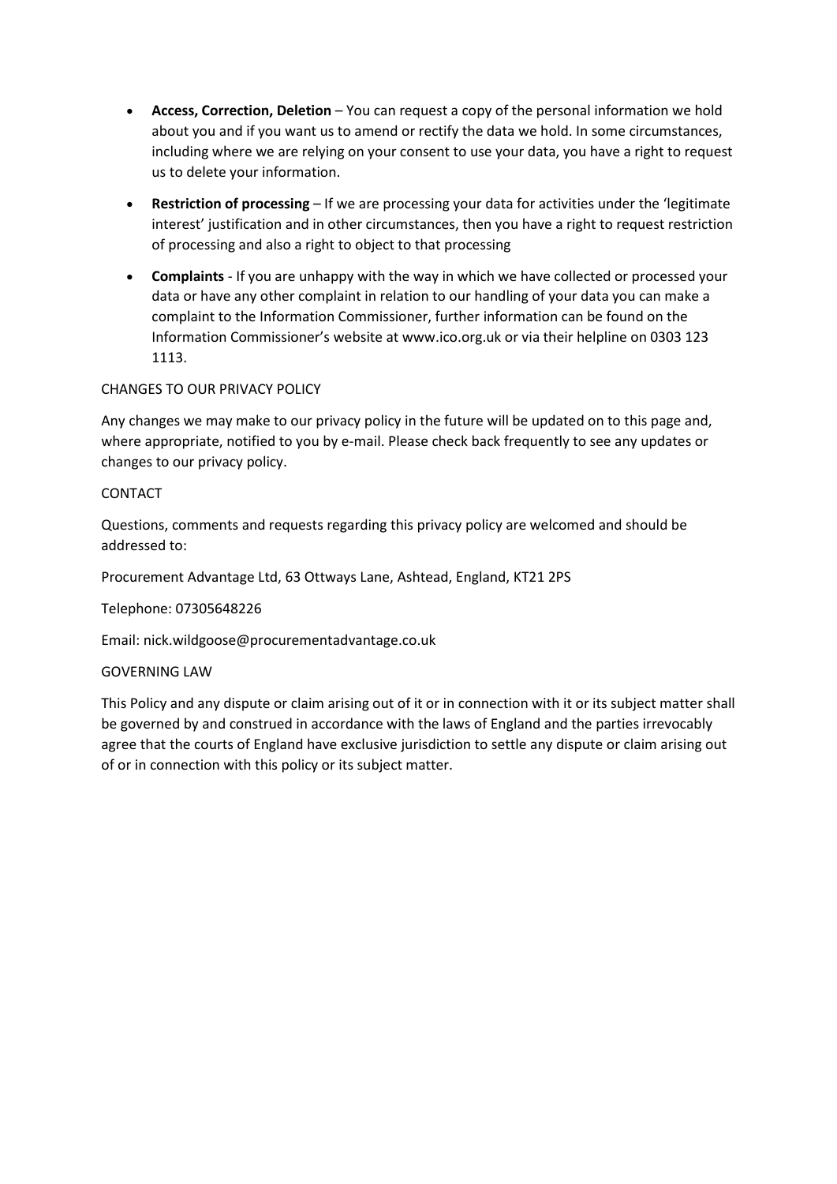- **Access, Correction, Deletion** – You can request a copy of the personal information we hold about you and if you want us to amend or rectify the data we hold. In some circumstances, including where we are relying on your consent to use your data, you have a right to request us to delete your information.
- **Restriction of processing** – If we are processing your data for activities under the 'legitimate interest' justification and in other circumstances, then you have a right to request restriction of processing and also a right to object to that processing
- **Complaints** - If you are unhappy with the way in which we have collected or processed your data or have any other complaint in relation to our handling of your data you can make a complaint to the Information Commissioner, further information can be found on the Information Commissioner's website at www.ico.org.uk or via their helpline on 0303 123 1113.

## CHANGES TO OUR PRIVACY POLICY

Any changes we may make to our privacy policy in the future will be updated on to this page and, where appropriate, notified to you by e-mail. Please check back frequently to see any updates or changes to our privacy policy.

## CONTACT

Questions, comments and requests regarding this privacy policy are welcomed and should be addressed to:

Procurement Advantage Ltd, 63 Ottways Lane, Ashtead, England, KT21 2PS

Telephone: 07305648226

Email: nick.wildgoose@procurementadvantage.co.uk

## GOVERNING LAW

This Policy and any dispute or claim arising out of it or in connection with it or its subject matter shall be governed by and construed in accordance with the laws of England and the parties irrevocably agree that the courts of England have exclusive jurisdiction to settle any dispute or claim arising out of or in connection with this policy or its subject matter.